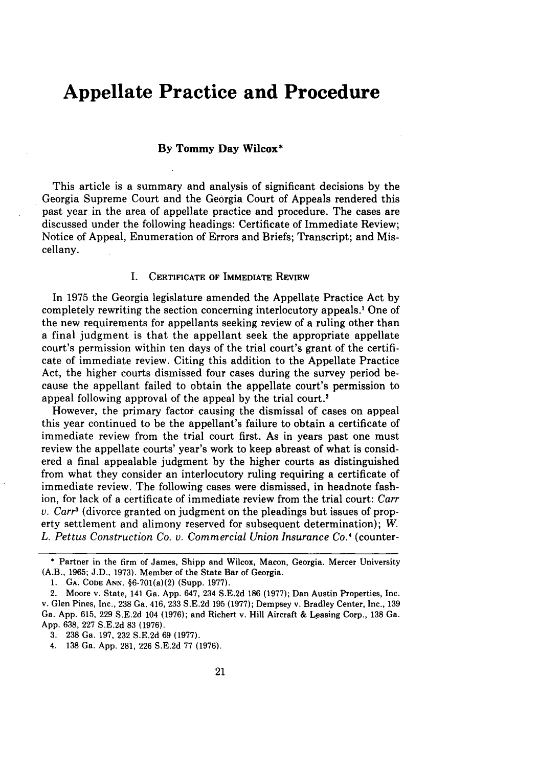# Appellate Practice and Procedure

**By Tommy Day Wilcox***

This article is a summary and analysis of significant decisions by the Georgia Supreme Court and the Georgia Court of Appeals rendered this past year in the area of appellate practice and procedure. The cases are discussed under the following headings: Certificate of Immediate Review; Notice of Appeal, Enumeration of Errors and Briefs; Transcript; and Miscellany.

## I. Certificate of Immediate Review

In 1975 the Georgia legislature amended the Appellate Practice Act by completely rewriting the section concerning interlocutory appeals.[1] One of the new requirements for appellants seeking review of a ruling other than a final judgment is that the appellant seek the appropriate appellate court's permission within ten days of the trial court's grant of the certificate of immediate review. Citing this addition to the Appellate Practice Act, the higher courts dismissed four cases during the survey period because the appellant failed to obtain the appellate court's permission to appeal following approval of the appeal by the trial court.[2]

However, the primary factor causing the dismissal of cases on appeal this year continued to be the appellant's failure to obtain a certificate of immediate review from the trial court first. As in years past one must review the appellate courts' year's work to keep abreast of what is considered a final appealable judgment by the higher courts as distinguished from what they consider an interlocutory ruling requiring a certificate of immediate review. The following cases were dismissed, in headnote fashion, for lack of a certificate of immediate review from the trial court: *Carr v. Carr*[3] (divorce granted on judgment on the pleadings but issues of property settlement and alimony reserved for subsequent determination); *W. L. Pettus Construction Co. v. Commercial Union Insurance Co.*[4] (counter-

---

\* Partner in the firm of James, Shipp and Wilcox, Macon, Georgia. Mercer University (A.B., 1965; J.D., 1973). Member of the State Bar of Georgia.

1. Ga. Code Ann. §6-701(a)(2) (Supp. 1977).

2. Moore v. State, 141 Ga. App. 647, 234 S.E.2d 186 (1977); Dan Austin Properties, Inc. v. Glen Pines, Inc., 238 Ga. 416, 233 S.E.2d 195 (1977); Dempsey v. Bradley Center, Inc., 139 Ga. App. 615, 229 S.E.2d 104 (1976); and Richert v. Hill Aircraft & Leasing Corp., 138 Ga. App. 638, 227 S.E.2d 83 (1976).

3. 238 Ga. 197, 232 S.E.2d 69 (1977).

4. 138 Ga. App. 281, 226 S.E.2d 77 (1976).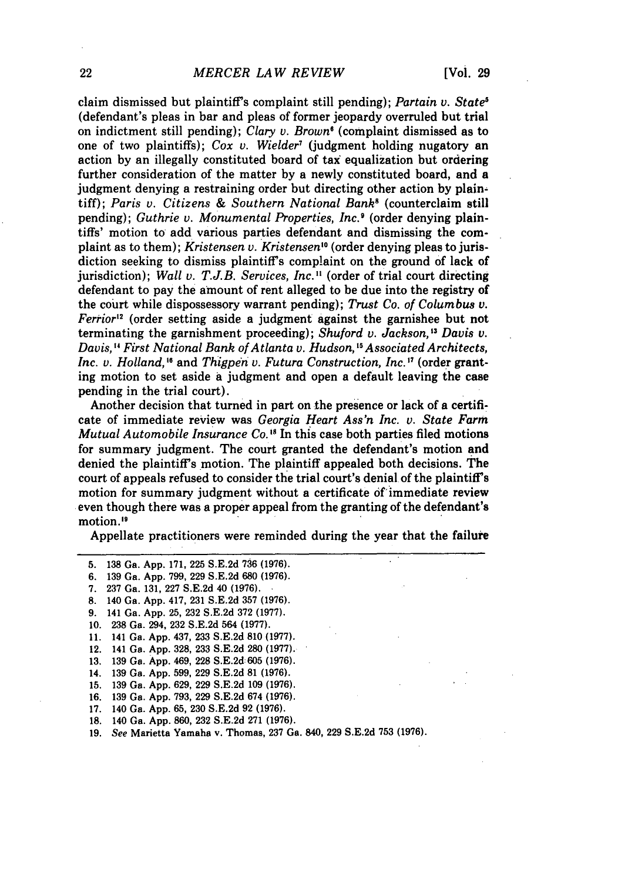claim dismissed but plaintiff's complaint still pending); *Partain v. State*[5] (defendant's pleas in bar and pleas of former jeopardy overruled but trial on indictment still pending); *Clary v. Brown*[6] (complaint dismissed as to one of two plaintiffs); *Cox v. Wielder*[7] (judgment holding nugatory an action by an illegally constituted board of tax equalization but ordering further consideration of the matter by a newly constituted board, and a judgment denying a restraining order but directing other action by plaintiff); *Paris v. Citizens & Southern National Bank*[8] (counterclaim still pending); *Guthrie v. Monumental Properties, Inc.*[9] (order denying plaintiffs' motion to add various parties defendant and dismissing the complaint as to them); *Kristensen v. Kristensen*[10] (order denying pleas to jurisdiction seeking to dismiss plaintiff's complaint on the ground of lack of jurisdiction); *Wall v. T.J.B. Services, Inc.*[11] (order of trial court directing defendant to pay the amount of rent alleged to be due into the registry of the court while dispossessory warrant pending); *Trust Co. of Columbus v. Ferrior*[12] (order setting aside a judgment against the garnishee but not terminating the garnishment proceeding); *Shuford v. Jackson,*[13] *Davis v. Davis,*[14] *First National Bank of Atlanta v. Hudson,*[15] *Associated Architects, Inc. v. Holland,*[16] and *Thigpen v. Futura Construction, Inc.*[17] (order granting motion to set aside a judgment and open a default leaving the case pending in the trial court).

Another decision that turned in part on the presence or lack of a certificate of immediate review was *Georgia Heart Ass'n Inc. v. State Farm Mutual Automobile Insurance Co.*[18] In this case both parties filed motions for summary judgment. The court granted the defendant's motion and denied the plaintiff's motion. The plaintiff appealed both decisions. The court of appeals refused to consider the trial court's denial of the plaintiff's motion for summary judgment without a certificate of immediate review even though there was a proper appeal from the granting of the defendant's motion.[19]

Appellate practitioners were reminded during the year that the failure

---

5. 138 Ga. App. 171, 225 S.E.2d 736 (1976).
6. 139 Ga. App. 799, 229 S.E.2d 680 (1976).
7. 237 Ga. 131, 227 S.E.2d 40 (1976).
8. 140 Ga. App. 417, 231 S.E.2d 357 (1976).
9. 141 Ga. App. 25, 232 S.E.2d 372 (1977).
10. 238 Ga. 294, 232 S.E.2d 564 (1977).
11. 141 Ga. App. 437, 233 S.E.2d 810 (1977).
12. 141 Ga. App. 328, 233 S.E.2d 280 (1977).
13. 139 Ga. App. 469, 228 S.E.2d 605 (1976).
14. 139 Ga. App. 599, 229 S.E.2d 81 (1976).
15. 139 Ga. App. 629, 229 S.E.2d 109 (1976).
16. 139 Ga. App. 793, 229 S.E.2d 674 (1976).
17. 140 Ga. App. 65, 230 S.E.2d 92 (1976).
18. 140 Ga. App. 860, 232 S.E.2d 271 (1976).
19. *See* Marietta Yamaha v. Thomas, 237 Ga. 840, 229 S.E.2d 753 (1976).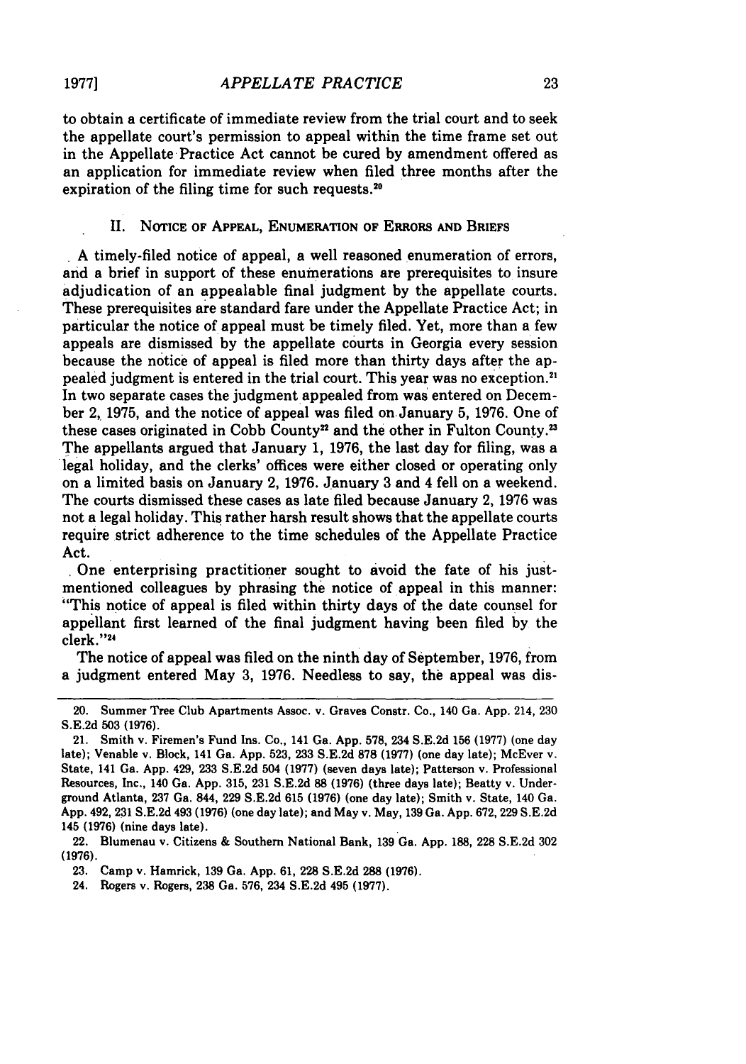to obtain a certificate of immediate review from the trial court and to seek the appellate court's permission to appeal within the time frame set out in the Appellate Practice Act cannot be cured by amendment offered as an application for immediate review when filed three months after the expiration of the filing time for such requests.[20]

## II. NOTICE OF APPEAL, ENUMERATION OF ERRORS AND BRIEFS

A timely-filed notice of appeal, a well reasoned enumeration of errors, and a brief in support of these enumerations are prerequisites to insure adjudication of an appealable final judgment by the appellate courts. These prerequisites are standard fare under the Appellate Practice Act; in particular the notice of appeal must be timely filed. Yet, more than a few appeals are dismissed by the appellate courts in Georgia every session because the notice of appeal is filed more than thirty days after the appealed judgment is entered in the trial court. This year was no exception.[21] In two separate cases the judgment appealed from was entered on December 2, 1975, and the notice of appeal was filed on January 5, 1976. One of these cases originated in Cobb County[22] and the other in Fulton County.[23] The appellants argued that January 1, 1976, the last day for filing, was a legal holiday, and the clerks' offices were either closed or operating only on a limited basis on January 2, 1976. January 3 and 4 fell on a weekend. The courts dismissed these cases as late filed because January 2, 1976 was not a legal holiday. This rather harsh result shows that the appellate courts require strict adherence to the time schedules of the Appellate Practice Act.

One enterprising practitioner sought to avoid the fate of his just-mentioned colleagues by phrasing the notice of appeal in this manner: "This notice of appeal is filed within thirty days of the date counsel for appellant first learned of the final judgment having been filed by the clerk."[24]

The notice of appeal was filed on the ninth day of September, 1976, from a judgment entered May 3, 1976. Needless to say, the appeal was dis-

---

20. Summer Tree Club Apartments Assoc. v. Graves Constr. Co., 140 Ga. App. 214, 230 S.E.2d 503 (1976).

21. Smith v. Firemen's Fund Ins. Co., 141 Ga. App. 578, 234 S.E.2d 156 (1977) (one day late); Venable v. Block, 141 Ga. App. 523, 233 S.E.2d 878 (1977) (one day late); McEver v. State, 141 Ga. App. 429, 233 S.E.2d 504 (1977) (seven days late); Patterson v. Professional Resources, Inc., 140 Ga. App. 315, 231 S.E.2d 88 (1976) (three days late); Beatty v. Underground Atlanta, 237 Ga. 844, 229 S.E.2d 615 (1976) (one day late); Smith v. State, 140 Ga. App. 492, 231 S.E.2d 493 (1976) (one day late); and May v. May, 139 Ga. App. 672, 229 S.E.2d 145 (1976) (nine days late).

22. Blumenau v. Citizens & Southern National Bank, 139 Ga. App. 188, 228 S.E.2d 302 (1976).

23. Camp v. Hamrick, 139 Ga. App. 61, 228 S.E.2d 288 (1976).

24. Rogers v. Rogers, 238 Ga. 576, 234 S.E.2d 495 (1977).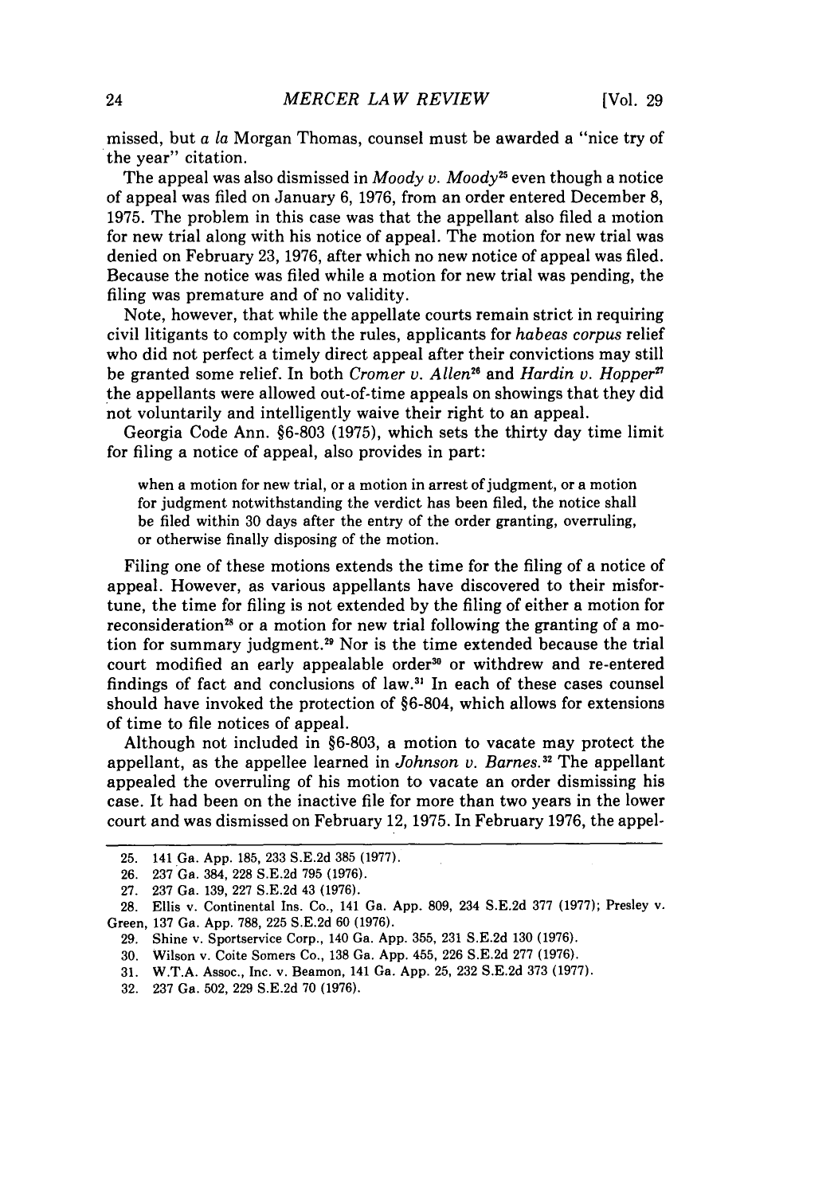missed, but *a la* Morgan Thomas, counsel must be awarded a "nice try of the year" citation.

The appeal was also dismissed in *Moody v. Moody*[25] even though a notice of appeal was filed on January 6, 1976, from an order entered December 8, 1975. The problem in this case was that the appellant also filed a motion for new trial along with his notice of appeal. The motion for new trial was denied on February 23, 1976, after which no new notice of appeal was filed. Because the notice was filed while a motion for new trial was pending, the filing was premature and of no validity.

Note, however, that while the appellate courts remain strict in requiring civil litigants to comply with the rules, applicants for *habeas corpus* relief who did not perfect a timely direct appeal after their convictions may still be granted some relief. In both *Cromer v. Allen*[26] and *Hardin v. Hopper*[27] the appellants were allowed out-of-time appeals on showings that they did not voluntarily and intelligently waive their right to an appeal.

Georgia Code Ann. §6-803 (1975), which sets the thirty day time limit for filing a notice of appeal, also provides in part:

> when a motion for new trial, or a motion in arrest of judgment, or a motion for judgment notwithstanding the verdict has been filed, the notice shall be filed within 30 days after the entry of the order granting, overruling, or otherwise finally disposing of the motion.

Filing one of these motions extends the time for the filing of a notice of appeal. However, as various appellants have discovered to their misfortune, the time for filing is not extended by the filing of either a motion for reconsideration[28] or a motion for new trial following the granting of a motion for summary judgment.[29] Nor is the time extended because the trial court modified an early appealable order[30] or withdrew and re-entered findings of fact and conclusions of law.[31] In each of these cases counsel should have invoked the protection of §6-804, which allows for extensions of time to file notices of appeal.

Although not included in §6-803, a motion to vacate may protect the appellant, as the appellee learned in *Johnson v. Barnes*.[32] The appellant appealed the overruling of his motion to vacate an order dismissing his case. It had been on the inactive file for more than two years in the lower court and was dismissed on February 12, 1975. In February 1976, the appel-

---

25. 141 Ga. App. 185, 233 S.E.2d 385 (1977).
26. 237 Ga. 384, 228 S.E.2d 795 (1976).
27. 237 Ga. 139, 227 S.E.2d 43 (1976).
28. Ellis v. Continental Ins. Co., 141 Ga. App. 809, 234 S.E.2d 377 (1977); Presley v. Green, 137 Ga. App. 788, 225 S.E.2d 60 (1976).
29. Shine v. Sportservice Corp., 140 Ga. App. 355, 231 S.E.2d 130 (1976).
30. Wilson v. Coite Somers Co., 138 Ga. App. 455, 226 S.E.2d 277 (1976).
31. W.T.A. Assoc., Inc. v. Beamon, 141 Ga. App. 25, 232 S.E.2d 373 (1977).
32. 237 Ga. 502, 229 S.E.2d 70 (1976).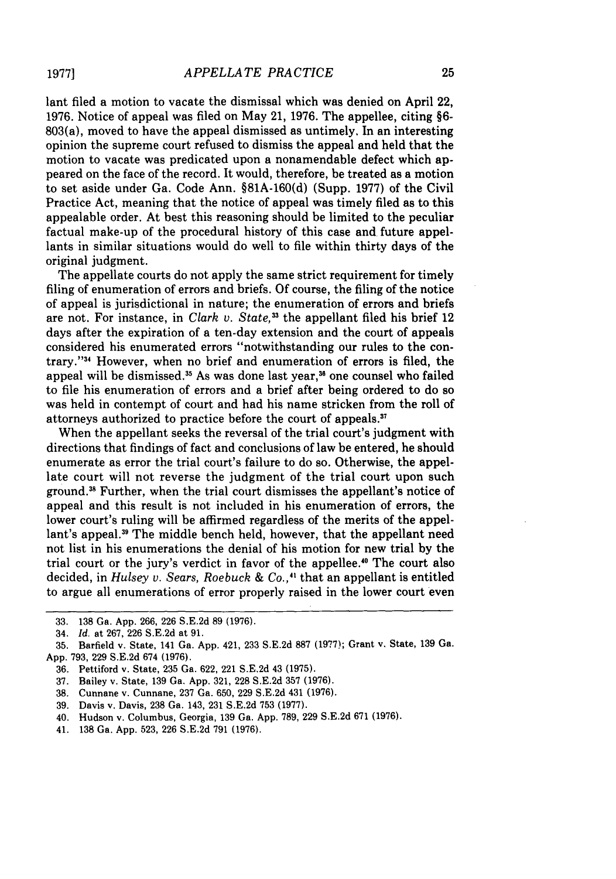lant filed a motion to vacate the dismissal which was denied on April 22, 1976. Notice of appeal was filed on May 21, 1976. The appellee, citing §6-803(a), moved to have the appeal dismissed as untimely. In an interesting opinion the supreme court refused to dismiss the appeal and held that the motion to vacate was predicated upon a nonamendable defect which appeared on the face of the record. It would, therefore, be treated as a motion to set aside under Ga. Code Ann. §81A-160(d) (Supp. 1977) of the Civil Practice Act, meaning that the notice of appeal was timely filed as to this appealable order. At best this reasoning should be limited to the peculiar factual make-up of the procedural history of this case and future appellants in similar situations would do well to file within thirty days of the original judgment.

The appellate courts do not apply the same strict requirement for timely filing of enumeration of errors and briefs. Of course, the filing of the notice of appeal is jurisdictional in nature; the enumeration of errors and briefs are not. For instance, in *Clark v. State,*[33] the appellant filed his brief 12 days after the expiration of a ten-day extension and the court of appeals considered his enumerated errors "notwithstanding our rules to the contrary."[34] However, when no brief and enumeration of errors is filed, the appeal will be dismissed.[35] As was done last year,[36] one counsel who failed to file his enumeration of errors and a brief after being ordered to do so was held in contempt of court and had his name stricken from the roll of attorneys authorized to practice before the court of appeals.[37]

When the appellant seeks the reversal of the trial court's judgment with directions that findings of fact and conclusions of law be entered, he should enumerate as error the trial court's failure to do so. Otherwise, the appellate court will not reverse the judgment of the trial court upon such ground.[38] Further, when the trial court dismisses the appellant's notice of appeal and this result is not included in his enumeration of errors, the lower court's ruling will be affirmed regardless of the merits of the appellant's appeal.[39] The middle bench held, however, that the appellant need not list in his enumerations the denial of his motion for new trial by the trial court or the jury's verdict in favor of the appellee.[40] The court also decided, in *Hulsey v. Sears, Roebuck & Co.,*[41] that an appellant is entitled to argue all enumerations of error properly raised in the lower court even

---

33. 138 Ga. App. 266, 226 S.E.2d 89 (1976).
34. *Id.* at 267, 226 S.E.2d at 91.
35. Barfield v. State, 141 Ga. App. 421, 233 S.E.2d 887 (1977); Grant v. State, 139 Ga. App. 793, 229 S.E.2d 674 (1976).
36. Pettiford v. State, 235 Ga. 622, 221 S.E.2d 43 (1975).
37. Bailey v. State, 139 Ga. App. 321, 228 S.E.2d 357 (1976).
38. Cunnane v. Cunnane, 237 Ga. 650, 229 S.E.2d 431 (1976).
39. Davis v. Davis, 238 Ga. 143, 231 S.E.2d 753 (1977).
40. Hudson v. Columbus, Georgia, 139 Ga. App. 789, 229 S.E.2d 671 (1976).
41. 138 Ga. App. 523, 226 S.E.2d 791 (1976).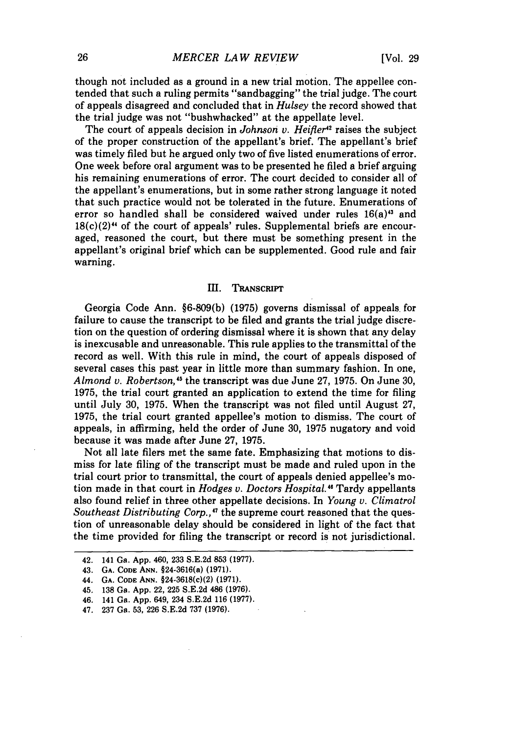though not included as a ground in a new trial motion. The appellee contended that such a ruling permits "sandbagging" the trial judge. The court of appeals disagreed and concluded that in *Hulsey* the record showed that the trial judge was not "bushwhacked" at the appellate level.

The court of appeals decision in *Johnson v. Heifler*[42] raises the subject of the proper construction of the appellant's brief. The appellant's brief was timely filed but he argued only two of five listed enumerations of error. One week before oral argument was to be presented he filed a brief arguing his remaining enumerations of error. The court decided to consider all of the appellant's enumerations, but in some rather strong language it noted that such practice would not be tolerated in the future. Enumerations of error so handled shall be considered waived under rules 16(a)[43] and 18(c)(2)[44] of the court of appeals' rules. Supplemental briefs are encouraged, reasoned the court, but there must be something present in the appellant's original brief which can be supplemented. Good rule and fair warning.

## III. Transcript

Georgia Code Ann. §6-809(b) (1975) governs dismissal of appeals for failure to cause the transcript to be filed and grants the trial judge discretion on the question of ordering dismissal where it is shown that any delay is inexcusable and unreasonable. This rule applies to the transmittal of the record as well. With this rule in mind, the court of appeals disposed of several cases this past year in little more than summary fashion. In one, *Almond v. Robertson*,[45] the transcript was due June 27, 1975. On June 30, 1975, the trial court granted an application to extend the time for filing until July 30, 1975. When the transcript was not filed until August 27, 1975, the trial court granted appellee's motion to dismiss. The court of appeals, in affirming, held the order of June 30, 1975 nugatory and void because it was made after June 27, 1975.

Not all late filers met the same fate. Emphasizing that motions to dismiss for late filing of the transcript must be made and ruled upon in the trial court prior to transmittal, the court of appeals denied appellee's motion made in that court in *Hodges v. Doctors Hospital*.[46] Tardy appellants also found relief in three other appellate decisions. In *Young v. Climatrol Southeast Distributing Corp.*,[47] the supreme court reasoned that the question of unreasonable delay should be considered in light of the fact that the time provided for filing the transcript or record is not jurisdictional.

---

42. 141 Ga. App. 460, 233 S.E.2d 853 (1977).
43. Ga. Code Ann. §24-3616(a) (1971).
44. Ga. Code Ann. §24-3618(c)(2) (1971).
45. 138 Ga. App. 22, 225 S.E.2d 486 (1976).
46. 141 Ga. App. 649, 234 S.E.2d 116 (1977).
47. 237 Ga. 53, 226 S.E.2d 737 (1976).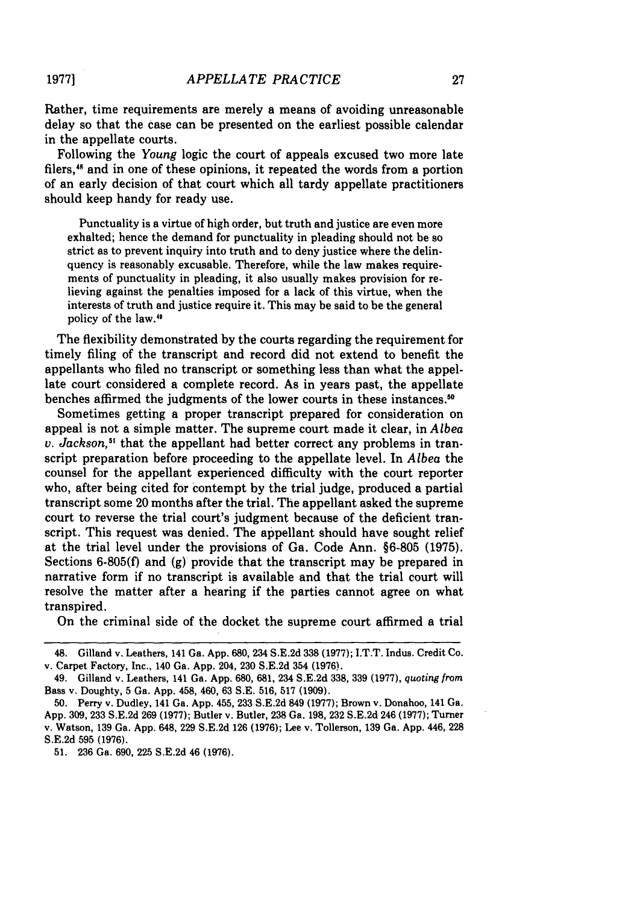Rather, time requirements are merely a means of avoiding unreasonable delay so that the case can be presented on the earliest possible calendar in the appellate courts.

Following the *Young* logic the court of appeals excused two more late filers,[48] and in one of these opinions, it repeated the words from a portion of an early decision of that court which all tardy appellate practitioners should keep handy for ready use.

> Punctuality is a virtue of high order, but truth and justice are even more exhalted; hence the demand for punctuality in pleading should not be so strict as to prevent inquiry into truth and to deny justice where the delinquency is reasonably excusable. Therefore, while the law makes requirements of punctuality in pleading, it also usually makes provision for relieving against the penalties imposed for a lack of this virtue, when the interests of truth and justice require it. This may be said to be the general policy of the law.[49]

The flexibility demonstrated by the courts regarding the requirement for timely filing of the transcript and record did not extend to benefit the appellants who filed no transcript or something less than what the appellate court considered a complete record. As in years past, the appellate benches affirmed the judgments of the lower courts in these instances.[50]

Sometimes getting a proper transcript prepared for consideration on appeal is not a simple matter. The supreme court made it clear, in *Albea v. Jackson*,[51] that the appellant had better correct any problems in transcript preparation before proceeding to the appellate level. In *Albea* the counsel for the appellant experienced difficulty with the court reporter who, after being cited for contempt by the trial judge, produced a partial transcript some 20 months after the trial. The appellant asked the supreme court to reverse the trial court's judgment because of the deficient transcript. This request was denied. The appellant should have sought relief at the trial level under the provisions of Ga. Code Ann. §6-805 (1975). Sections 6-805(f) and (g) provide that the transcript may be prepared in narrative form if no transcript is available and that the trial court will resolve the matter after a hearing if the parties cannot agree on what transpired.

On the criminal side of the docket the supreme court affirmed a trial

---

48. Gilland v. Leathers, 141 Ga. App. 680, 234 S.E.2d 338 (1977); I.T.T. Indus. Credit Co. v. Carpet Factory, Inc., 140 Ga. App. 204, 230 S.E.2d 354 (1976).

49. Gilland v. Leathers, 141 Ga. App. 680, 681, 234 S.E.2d 338, 339 (1977), *quoting from* Bass v. Doughty, 5 Ga. App. 458, 460, 63 S.E. 516, 517 (1909).

50. Perry v. Dudley, 141 Ga. App. 455, 233 S.E.2d 849 (1977); Brown v. Donahoo, 141 Ga. App. 309, 233 S.E.2d 269 (1977); Butler v. Butler, 238 Ga. 198, 232 S.E.2d 246 (1977); Turner v. Watson, 139 Ga. App. 648, 229 S.E.2d 126 (1976); Lee v. Tollerson, 139 Ga. App. 446, 228 S.E.2d 595 (1976).

51. 236 Ga. 690, 225 S.E.2d 46 (1976).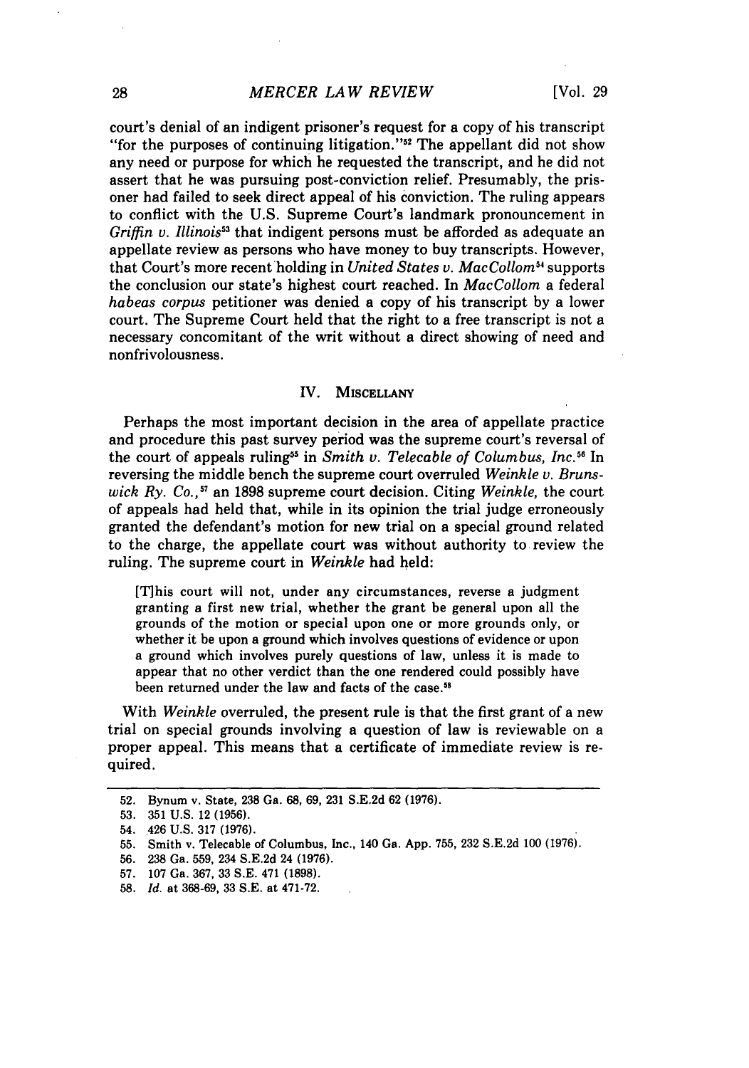court's denial of an indigent prisoner's request for a copy of his transcript "for the purposes of continuing litigation."[52] The appellant did not show any need or purpose for which he requested the transcript, and he did not assert that he was pursuing post-conviction relief. Presumably, the prisoner had failed to seek direct appeal of his conviction. The ruling appears to conflict with the U.S. Supreme Court's landmark pronouncement in *Griffin v. Illinois*[53] that indigent persons must be afforded as adequate an appellate review as persons who have money to buy transcripts. However, that Court's more recent holding in *United States v. MacCollom*[54] supports the conclusion our state's highest court reached. In *MacCollom* a federal *habeas corpus* petitioner was denied a copy of his transcript by a lower court. The Supreme Court held that the right to a free transcript is not a necessary concomitant of the writ without a direct showing of need and nonfrivolousness.

## IV. Miscellany

Perhaps the most important decision in the area of appellate practice and procedure this past survey period was the supreme court's reversal of the court of appeals ruling[55] in *Smith v. Telecable of Columbus, Inc.*[56] In reversing the middle bench the supreme court overruled *Weinkle v. Brunswick Ry. Co.*,[57] an 1898 supreme court decision. Citing *Weinkle*, the court of appeals had held that, while in its opinion the trial judge erroneously granted the defendant's motion for new trial on a special ground related to the charge, the appellate court was without authority to review the ruling. The supreme court in *Weinkle* had held:

> [T]his court will not, under any circumstances, reverse a judgment granting a first new trial, whether the grant be general upon all the grounds of the motion or special upon one or more grounds only, or whether it be upon a ground which involves questions of evidence or upon a ground which involves purely questions of law, unless it is made to appear that no other verdict than the one rendered could possibly have been returned under the law and facts of the case.[58]

With *Weinkle* overruled, the present rule is that the first grant of a new trial on special grounds involving a question of law is reviewable on a proper appeal. This means that a certificate of immediate review is required.

---

52. Bynum v. State, 238 Ga. 68, 69, 231 S.E.2d 62 (1976).
53. 351 U.S. 12 (1956).
54. 426 U.S. 317 (1976).
55. Smith v. Telecable of Columbus, Inc., 140 Ga. App. 755, 232 S.E.2d 100 (1976).
56. 238 Ga. 559, 234 S.E.2d 24 (1976).
57. 107 Ga. 367, 33 S.E. 471 (1898).
58. *Id.* at 368-69, 33 S.E. at 471-72.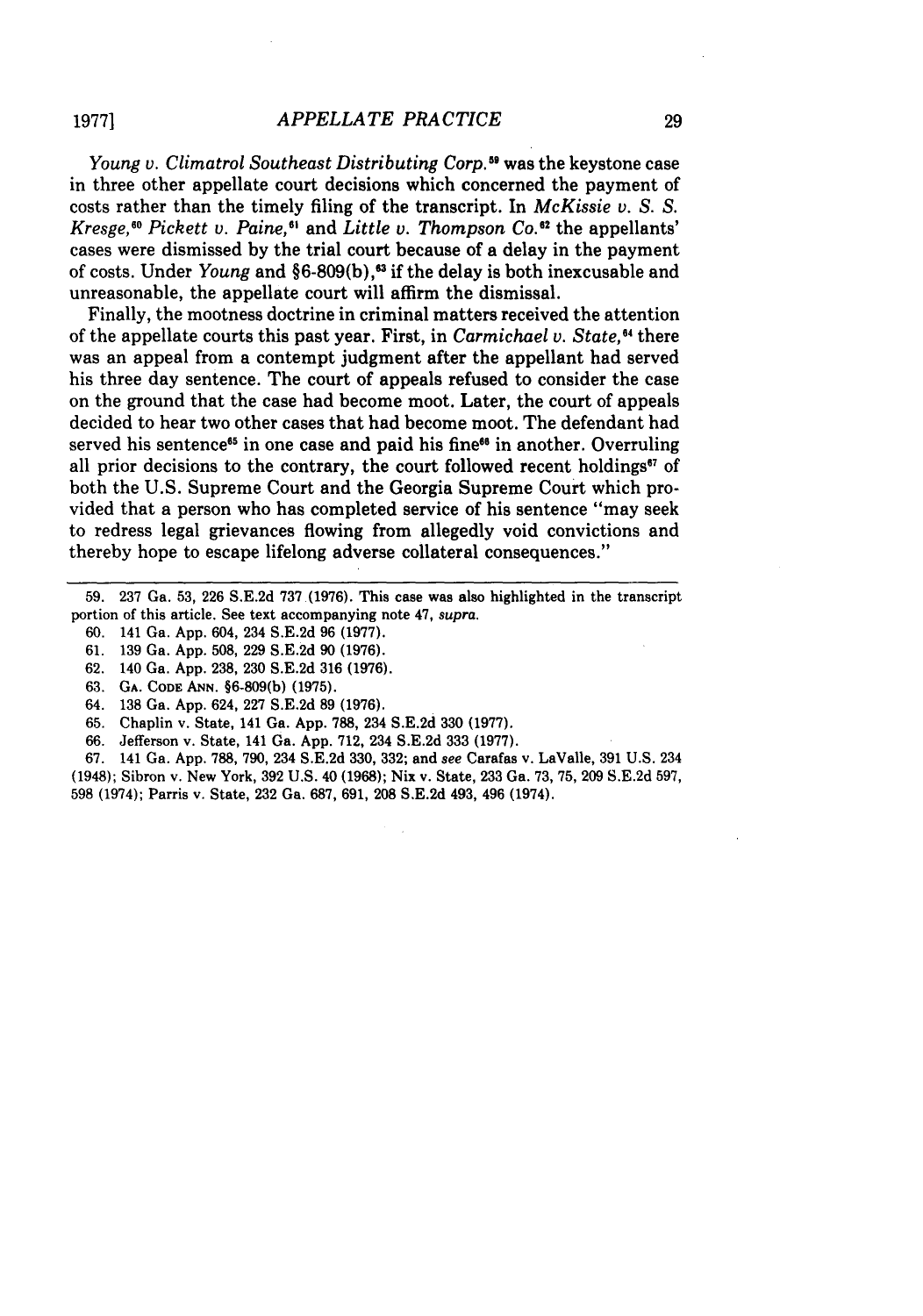*Young v. Climatrol Southeast Distributing Corp.*[59] was the keystone case in three other appellate court decisions which concerned the payment of costs rather than the timely filing of the transcript. In *McKissie v. S. S. Kresge*,[60] *Pickett v. Paine*,[61] and *Little v. Thompson Co.*[62] the appellants' cases were dismissed by the trial court because of a delay in the payment of costs. Under *Young* and §6-809(b),[63] if the delay is both inexcusable and unreasonable, the appellate court will affirm the dismissal.

Finally, the mootness doctrine in criminal matters received the attention of the appellate courts this past year. First, in *Carmichael v. State*,[64] there was an appeal from a contempt judgment after the appellant had served his three day sentence. The court of appeals refused to consider the case on the ground that the case had become moot. Later, the court of appeals decided to hear two other cases that had become moot. The defendant had served his sentence[65] in one case and paid his fine[66] in another. Overruling all prior decisions to the contrary, the court followed recent holdings[67] of both the U.S. Supreme Court and the Georgia Supreme Court which provided that a person who has completed service of his sentence "may seek to redress legal grievances flowing from allegedly void convictions and thereby hope to escape lifelong adverse collateral consequences."

---

59. 237 Ga. 53, 226 S.E.2d 737 (1976). This case was also highlighted in the transcript portion of this article. See text accompanying note 47, *supra*.

60. 141 Ga. App. 604, 234 S.E.2d 96 (1977).

61. 139 Ga. App. 508, 229 S.E.2d 90 (1976).

62. 140 Ga. App. 238, 230 S.E.2d 316 (1976).

63. GA. CODE ANN. §6-809(b) (1975).

64. 138 Ga. App. 624, 227 S.E.2d 89 (1976).

65. Chaplin v. State, 141 Ga. App. 788, 234 S.E.2d 330 (1977).

66. Jefferson v. State, 141 Ga. App. 712, 234 S.E.2d 333 (1977).

67. 141 Ga. App. 788, 790, 234 S.E.2d 330, 332; and *see* Carafas v. LaValle, 391 U.S. 234 (1948); Sibron v. New York, 392 U.S. 40 (1968); Nix v. State, 233 Ga. 73, 75, 209 S.E.2d 597, 598 (1974); Parris v. State, 232 Ga. 687, 691, 208 S.E.2d 493, 496 (1974).